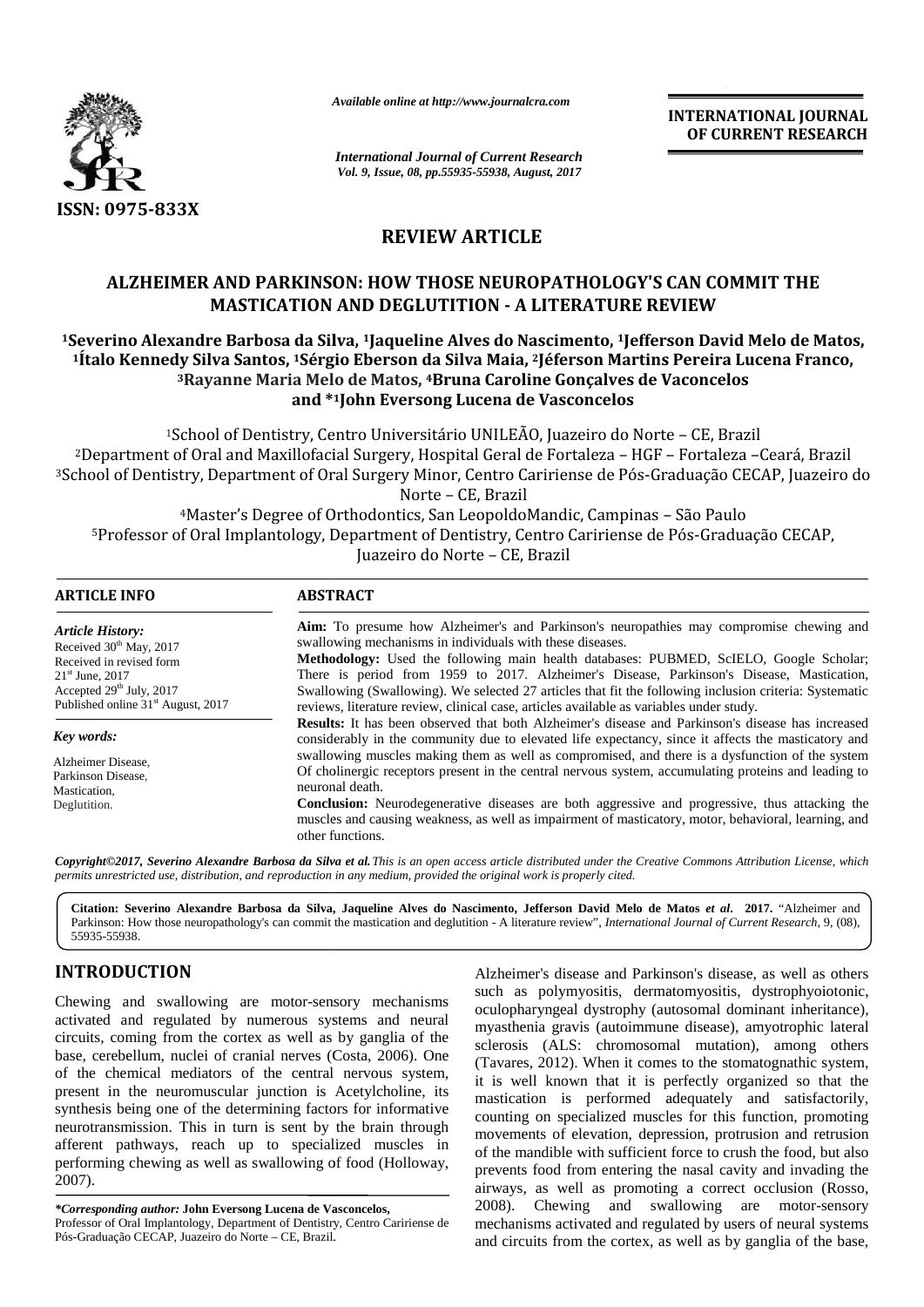*Available online at http://www.journalcra.com*

*International Journal of Current Research*
*Vol. 9, Issue, 08, pp.55935-55938, August, 2017*

**INTERNATIONAL JOURNAL OF CURRENT RESEARCH**

**ISSN: 0975-833X**

## REVIEW ARTICLE

# ALZHEIMER AND PARKINSON: HOW THOSE NEUROPATHOLOGY'S CAN COMMIT THE MASTICATION AND DEGLUTITION - A LITERATURE REVIEW

**[1]Severino Alexandre Barbosa da Silva, [1]Jaqueline Alves do Nascimento, [1]Jefferson David Melo de Matos, [1]Ítalo Kennedy Silva Santos, [1]Sérgio Eberson da Silva Maia, [2]Jéferson Martins Pereira Lucena Franco, [3]Rayanne Maria Melo de Matos, [4]Bruna Caroline Gonçalves de Vaconcelos and *[1]John Eversong Lucena de Vasconcelos**

[1]School of Dentistry, Centro Universitário UNILEÃO, Juazeiro do Norte – CE, Brazil
[2]Department of Oral and Maxillofacial Surgery, Hospital Geral de Fortaleza – HGF – Fortaleza –Ceará, Brazil
[3]School of Dentistry, Department of Oral Surgery Minor, Centro Caririense de Pós-Graduação CECAP, Juazeiro do Norte – CE, Brazil
[4]Master's Degree of Orthodontics, San LeopoldoMandic, Campinas – São Paulo
[5]Professor of Oral Implantology, Department of Dentistry, Centro Caririense de Pós-Graduação CECAP, Juazeiro do Norte – CE, Brazil

### ARTICLE INFO

*Article History:*
Received 30th May, 2017
Received in revised form
21st June, 2017
Accepted 29th July, 2017
Published online 31st August, 2017

*Key words:*
Alzheimer Disease,
Parkinson Disease,
Mastication,
Deglutition.

### ABSTRACT

**Aim:** To presume how Alzheimer's and Parkinson's neuropathies may compromise chewing and swallowing mechanisms in individuals with these diseases.

**Methodology:** Used the following main health databases: PUBMED, ScIELO, Google Scholar; There is period from 1959 to 2017. Alzheimer's Disease, Parkinson's Disease, Mastication, Swallowing (Swallowing). We selected 27 articles that fit the following inclusion criteria: Systematic reviews, literature review, clinical case, articles available as variables under study.

**Results:** It has been observed that both Alzheimer's disease and Parkinson's disease has increased considerably in the community due to elevated life expectancy, since it affects the masticatory and swallowing muscles making them as well as compromised, and there is a dysfunction of the system Of cholinergic receptors present in the central nervous system, accumulating proteins and leading to neuronal death.

**Conclusion:** Neurodegenerative diseases are both aggressive and progressive, thus attacking the muscles and causing weakness, as well as impairment of masticatory, motor, behavioral, learning, and other functions.

*Copyright©2017, Severino Alexandre Barbosa da Silva et al. This is an open access article distributed under the Creative Commons Attribution License, which permits unrestricted use, distribution, and reproduction in any medium, provided the original work is properly cited.*

**Citation: Severino Alexandre Barbosa da Silva, Jaqueline Alves do Nascimento, Jefferson David Melo de Matos *et al*. 2017.** "Alzheimer and Parkinson: How those neuropathology's can commit the mastication and deglutition - A literature review", *International Journal of Current Research*, 9, (08), 55935-55938.

## INTRODUCTION

Chewing and swallowing are motor-sensory mechanisms activated and regulated by numerous systems and neural circuits, coming from the cortex as well as by ganglia of the base, cerebellum, nuclei of cranial nerves (Costa, 2006). One of the chemical mediators of the central nervous system, present in the neuromuscular junction is Acetylcholine, its synthesis being one of the determining factors for informative neurotransmission. This in turn is sent by the brain through afferent pathways, reach up to specialized muscles in performing chewing as well as swallowing of food (Holloway, 2007).

Alzheimer's disease and Parkinson's disease, as well as others such as polymyositis, dermatomyositis, dystrophyoiotonic, oculopharyngeal dystrophy (autosomal dominant inheritance), myasthenia gravis (autoimmune disease), amyotrophic lateral sclerosis (ALS: chromosomal mutation), among others (Tavares, 2012). When it comes to the stomatognathic system, it is well known that it is perfectly organized so that the mastication is performed adequately and satisfactorily, counting on specialized muscles for this function, promoting movements of elevation, depression, protrusion and retrusion of the mandible with sufficient force to crush the food, but also prevents food from entering the nasal cavity and invading the airways, as well as promoting a correct occlusion (Rosso, 2008). Chewing and swallowing are motor-sensory mechanisms activated and regulated by users of neural systems and circuits from the cortex, as well as by ganglia of the base,

**\*Corresponding author: John Eversong Lucena de Vasconcelos,**
Professor of Oral Implantology, Department of Dentistry, Centro Caririense de Pós-Graduação CECAP, Juazeiro do Norte – CE, Brazil.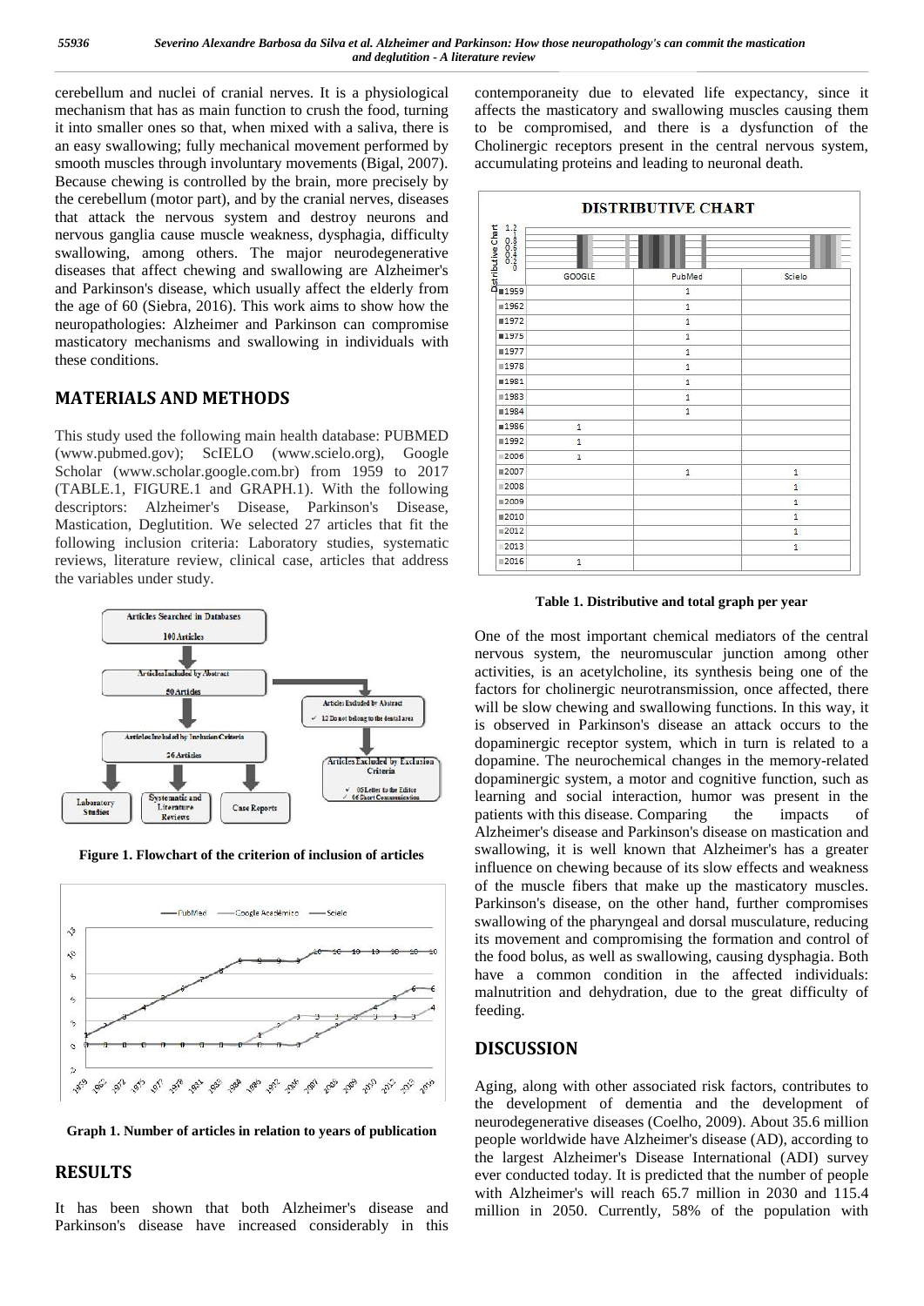cerebellum and nuclei of cranial nerves. It is a physiological mechanism that has as main function to crush the food, turning it into smaller ones so that, when mixed with a saliva, there is an easy swallowing; fully mechanical movement performed by smooth muscles through involuntary movements (Bigal, 2007). Because chewing is controlled by the brain, more precisely by the cerebellum (motor part), and by the cranial nerves, diseases that attack the nervous system and destroy neurons and nervous ganglia cause muscle weakness, dysphagia, difficulty swallowing, among others. The major neurodegenerative diseases that affect chewing and swallowing are Alzheimer's and Parkinson's disease, which usually affect the elderly from the age of 60 (Siebra, 2016). This work aims to show how the neuropathologies: Alzheimer and Parkinson can compromise masticatory mechanisms and swallowing in individuals with these conditions.

## MATERIALS AND METHODS

This study used the following main health database: PUBMED (www.pubmed.gov); ScIELO (www.scielo.org), Google Scholar (www.scholar.google.com.br) from 1959 to 2017 (TABLE.1, FIGURE.1 and GRAPH.1). With the following descriptors: Alzheimer's Disease, Parkinson's Disease, Mastication, Deglutition. We selected 27 articles that fit the following inclusion criteria: Laboratory studies, systematic reviews, literature review, clinical case, articles that address the variables under study.

Articles Searched in Databases: 100 Articles → Articles Included by Abstract: 50 Articles → Articles Excluded by Abstract: ✓ 12 Do not belong to the dental area → Articles Included by Inclusion Criteria: 26 Articles → Articles Excluded by Exclusion Criteria: ✓ 05 Letter to the Editor ✓ 06 Short Communication → Laboratory Studies; Systematic and Literature Reviews; Case Reports

**Figure 1. Flowchart of the criterion of inclusion of articles**

**Graph 1. Number of articles in relation to years of publication**

## RESULTS

It has been shown that both Alzheimer's disease and Parkinson's disease have increased considerably in this contemporaneity due to elevated life expectancy, since it affects the masticatory and swallowing muscles causing them to be compromised, and there is a dysfunction of the Cholinergic receptors present in the central nervous system, accumulating proteins and leading to neuronal death.

DISTRIBUTIVE CHART

| | GOOGLE | PubMed | Scielo |
|---|---|---|---|
| 1959 | | 1 | |
| 1962 | | 1 | |
| 1972 | | 1 | |
| 1975 | | 1 | |
| 1977 | | 1 | |
| 1978 | | 1 | |
| 1981 | | 1 | |
| 1983 | | 1 | |
| 1984 | | 1 | |
| 1986 | 1 | | |
| 1992 | 1 | | |
| 2006 | 1 | | |
| 2007 | | 1 | 1 |
| 2008 | | | 1 |
| 2009 | | | 1 |
| 2010 | | | 1 |
| 2012 | | | 1 |
| 2013 | | | 1 |
| 2016 | 1 | | |

**Table 1. Distributive and total graph per year**

One of the most important chemical mediators of the central nervous system, the neuromuscular junction among other activities, is an acetylcholine, its synthesis being one of the factors for cholinergic neurotransmission, once affected, there will be slow chewing and swallowing functions. In this way, it is observed in Parkinson's disease an attack occurs to the dopaminergic receptor system, which in turn is related to a dopamine. The neurochemical changes in the memory-related dopaminergic system, a motor and cognitive function, such as learning and social interaction, humor was present in the patients with this disease. Comparing the impacts of Alzheimer's disease and Parkinson's disease on mastication and swallowing, it is well known that Alzheimer's has a greater influence on chewing because of its slow effects and weakness of the muscle fibers that make up the masticatory muscles. Parkinson's disease, on the other hand, further compromises swallowing of the pharyngeal and dorsal musculature, reducing its movement and compromising the formation and control of the food bolus, as well as swallowing, causing dysphagia. Both have a common condition in the affected individuals: malnutrition and dehydration, due to the great difficulty of feeding.

## DISCUSSION

Aging, along with other associated risk factors, contributes to the development of dementia and the development of neurodegenerative diseases (Coelho, 2009). About 35.6 million people worldwide have Alzheimer's disease (AD), according to the largest Alzheimer's Disease International (ADI) survey ever conducted today. It is predicted that the number of people with Alzheimer's will reach 65.7 million in 2030 and 115.4 million in 2050. Currently, 58% of the population with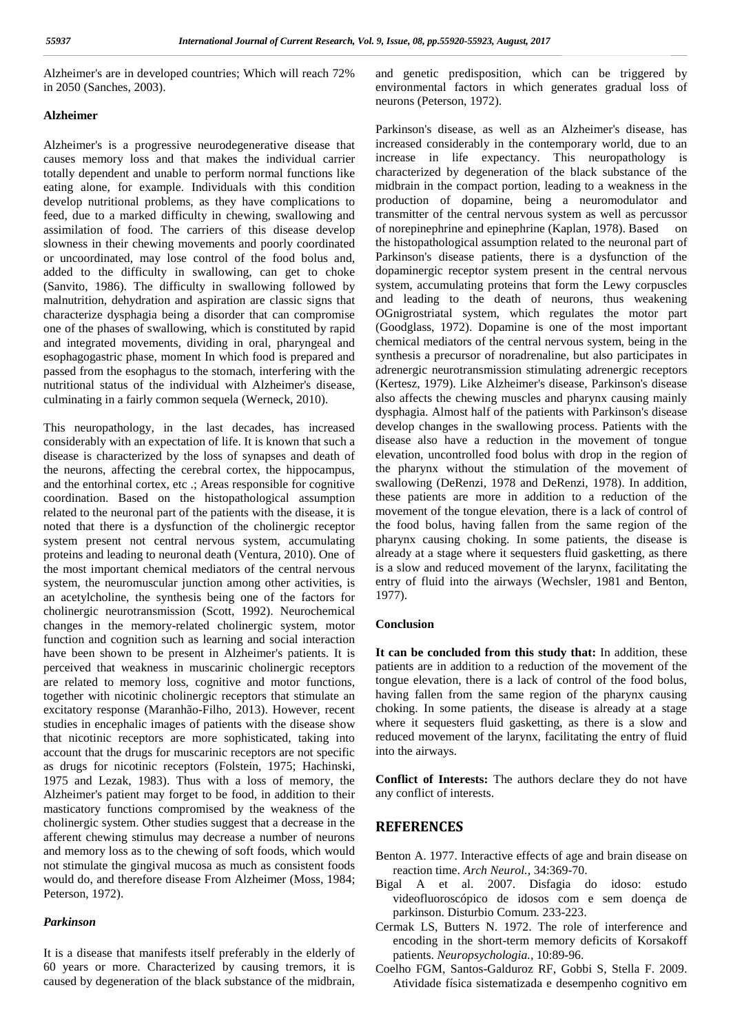Alzheimer's are in developed countries; Which will reach 72% in 2050 (Sanches, 2003).

### Alzheimer

Alzheimer's is a progressive neurodegenerative disease that causes memory loss and that makes the individual carrier totally dependent and unable to perform normal functions like eating alone, for example. Individuals with this condition develop nutritional problems, as they have complications to feed, due to a marked difficulty in chewing, swallowing and assimilation of food. The carriers of this disease develop slowness in their chewing movements and poorly coordinated or uncoordinated, may lose control of the food bolus and, added to the difficulty in swallowing, can get to choke (Sanvito, 1986). The difficulty in swallowing followed by malnutrition, dehydration and aspiration are classic signs that characterize dysphagia being a disorder that can compromise one of the phases of swallowing, which is constituted by rapid and integrated movements, dividing in oral, pharyngeal and esophagogastric phase, moment In which food is prepared and passed from the esophagus to the stomach, interfering with the nutritional status of the individual with Alzheimer's disease, culminating in a fairly common sequela (Werneck, 2010).

This neuropathology, in the last decades, has increased considerably with an expectation of life. It is known that such a disease is characterized by the loss of synapses and death of the neurons, affecting the cerebral cortex, the hippocampus, and the entorhinal cortex, etc .; Areas responsible for cognitive coordination. Based on the histopathological assumption related to the neuronal part of the patients with the disease, it is noted that there is a dysfunction of the cholinergic receptor system present not central nervous system, accumulating proteins and leading to neuronal death (Ventura, 2010). One of the most important chemical mediators of the central nervous system, the neuromuscular junction among other activities, is an acetylcholine, the synthesis being one of the factors for cholinergic neurotransmission (Scott, 1992). Neurochemical changes in the memory-related cholinergic system, motor function and cognition such as learning and social interaction have been shown to be present in Alzheimer's patients. It is perceived that weakness in muscarinic cholinergic receptors are related to memory loss, cognitive and motor functions, together with nicotinic cholinergic receptors that stimulate an excitatory response (Maranhão-Filho, 2013). However, recent studies in encephalic images of patients with the disease show that nicotinic receptors are more sophisticated, taking into account that the drugs for muscarinic receptors are not specific as drugs for nicotinic receptors (Folstein, 1975; Hachinski, 1975 and Lezak, 1983). Thus with a loss of memory, the Alzheimer's patient may forget to be food, in addition to their masticatory functions compromised by the weakness of the cholinergic system. Other studies suggest that a decrease in the afferent chewing stimulus may decrease a number of neurons and memory loss as to the chewing of soft foods, which would not stimulate the gingival mucosa as much as consistent foods would do, and therefore disease From Alzheimer (Moss, 1984; Peterson, 1972).

### *Parkinson*

It is a disease that manifests itself preferably in the elderly of 60 years or more. Characterized by causing tremors, it is caused by degeneration of the black substance of the midbrain, and genetic predisposition, which can be triggered by environmental factors in which generates gradual loss of neurons (Peterson, 1972).

Parkinson's disease, as well as an Alzheimer's disease, has increased considerably in the contemporary world, due to an increase in life expectancy. This neuropathology is characterized by degeneration of the black substance of the midbrain in the compact portion, leading to a weakness in the production of dopamine, being a neuromodulator and transmitter of the central nervous system as well as percussor of norepinephrine and epinephrine (Kaplan, 1978). Based on the histopathological assumption related to the neuronal part of Parkinson's disease patients, there is a dysfunction of the dopaminergic receptor system present in the central nervous system, accumulating proteins that form the Lewy corpuscles and leading to the death of neurons, thus weakening OGnigrostriatal system, which regulates the motor part (Goodglass, 1972). Dopamine is one of the most important chemical mediators of the central nervous system, being in the synthesis a precursor of noradrenaline, but also participates in adrenergic neurotransmission stimulating adrenergic receptors (Kertesz, 1979). Like Alzheimer's disease, Parkinson's disease also affects the chewing muscles and pharynx causing mainly dysphagia. Almost half of the patients with Parkinson's disease develop changes in the swallowing process. Patients with the disease also have a reduction in the movement of tongue elevation, uncontrolled food bolus with drop in the region of the pharynx without the stimulation of the movement of swallowing (DeRenzi, 1978 and DeRenzi, 1978). In addition, these patients are more in addition to a reduction of the movement of the tongue elevation, there is a lack of control of the food bolus, having fallen from the same region of the pharynx causing choking. In some patients, the disease is already at a stage where it sequesters fluid gasketting, as there is a slow and reduced movement of the larynx, facilitating the entry of fluid into the airways (Wechsler, 1981 and Benton, 1977).

### Conclusion

**It can be concluded from this study that:** In addition, these patients are in addition to a reduction of the movement of the tongue elevation, there is a lack of control of the food bolus, having fallen from the same region of the pharynx causing choking. In some patients, the disease is already at a stage where it sequesters fluid gasketting, as there is a slow and reduced movement of the larynx, facilitating the entry of fluid into the airways.

**Conflict of Interests:** The authors declare they do not have any conflict of interests.

## REFERENCES

Benton A. 1977. Interactive effects of age and brain disease on reaction time. *Arch Neurol.*, 34:369-70.

Bigal A et al. 2007. Disfagia do idoso: estudo videofluoroscópico de idosos com e sem doença de parkinson. Disturbio Comum. 233-223.

Cermak LS, Butters N. 1972. The role of interference and encoding in the short-term memory deficits of Korsakoff patients. *Neuropsychologia.*, 10:89-96.

Coelho FGM, Santos-Galduroz RF, Gobbi S, Stella F. 2009. Atividade física sistematizada e desempenho cognitivo em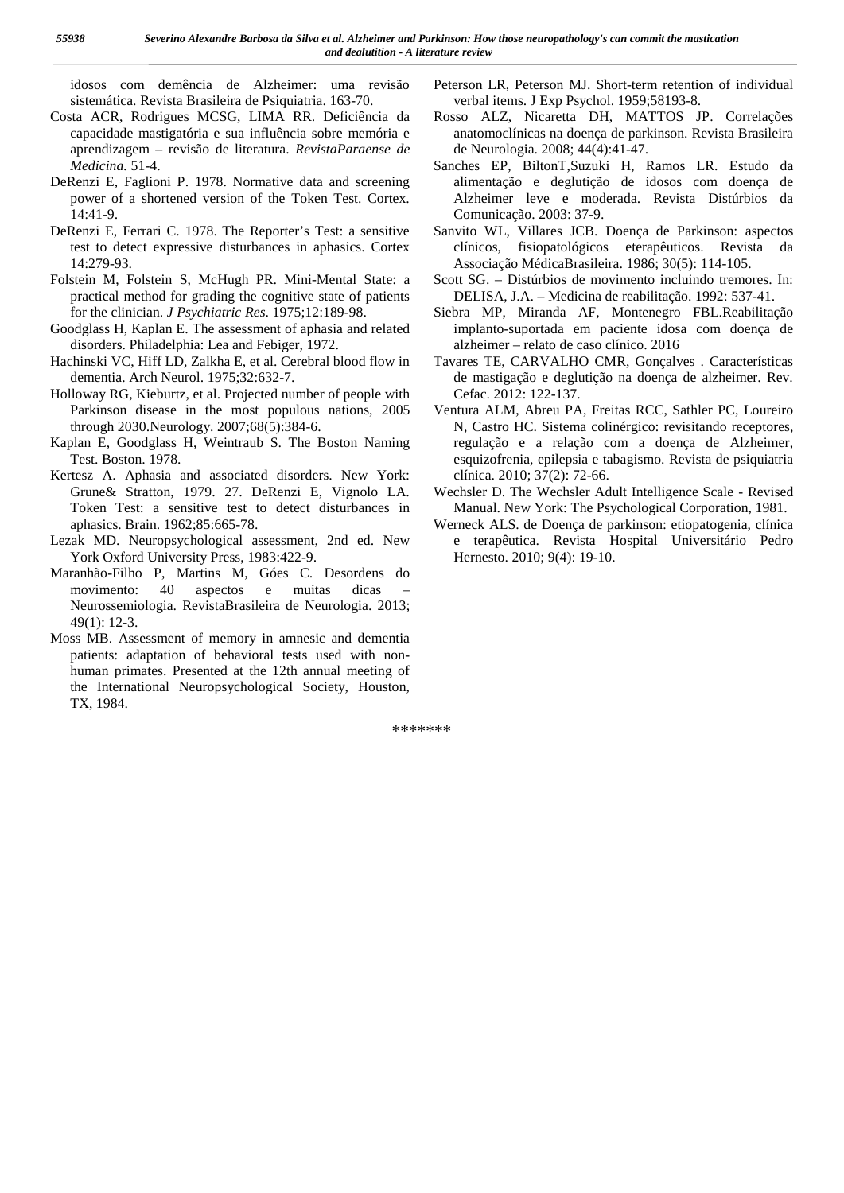idosos com demência de Alzheimer: uma revisão sistemática. Revista Brasileira de Psiquiatria. 163-70.

Costa ACR, Rodrigues MCSG, LIMA RR. Deficiência da capacidade mastigatória e sua influência sobre memória e aprendizagem – revisão de literatura. *RevistaParaense de Medicina.* 51-4.

DeRenzi E, Faglioni P. 1978. Normative data and screening power of a shortened version of the Token Test. Cortex. 14:41-9.

DeRenzi E, Ferrari C. 1978. The Reporter's Test: a sensitive test to detect expressive disturbances in aphasics. Cortex 14:279-93.

Folstein M, Folstein S, McHugh PR. Mini-Mental State: a practical method for grading the cognitive state of patients for the clinician. *J Psychiatric Res.* 1975;12:189-98.

Goodglass H, Kaplan E. The assessment of aphasia and related disorders. Philadelphia: Lea and Febiger, 1972.

Hachinski VC, Hiff LD, Zalkha E, et al. Cerebral blood flow in dementia. Arch Neurol. 1975;32:632-7.

Holloway RG, Kieburtz, et al. Projected number of people with Parkinson disease in the most populous nations, 2005 through 2030.Neurology. 2007;68(5):384-6.

Kaplan E, Goodglass H, Weintraub S. The Boston Naming Test. Boston. 1978.

Kertesz A. Aphasia and associated disorders. New York: Grune& Stratton, 1979. 27. DeRenzi E, Vignolo LA. Token Test: a sensitive test to detect disturbances in aphasics. Brain. 1962;85:665-78.

Lezak MD. Neuropsychological assessment, 2nd ed. New York Oxford University Press, 1983:422-9.

Maranhão-Filho P, Martins M, Góes C. Desordens do movimento: 40 aspectos e muitas dicas – Neurossemiologia. RevistaBrasileira de Neurologia. 2013; 49(1): 12-3.

Moss MB. Assessment of memory in amnesic and dementia patients: adaptation of behavioral tests used with non-human primates. Presented at the 12th annual meeting of the International Neuropsychological Society, Houston, TX, 1984.

Peterson LR, Peterson MJ. Short-term retention of individual verbal items. J Exp Psychol. 1959;58193-8.

Rosso ALZ, Nicaretta DH, MATTOS JP. Correlações anatomoclínicas na doença de parkinson. Revista Brasileira de Neurologia. 2008; 44(4):41-47.

Sanches EP, BiltonT,Suzuki H, Ramos LR. Estudo da alimentação e deglutição de idosos com doença de Alzheimer leve e moderada. Revista Distúrbios da Comunicação. 2003: 37-9.

Sanvito WL, Villares JCB. Doença de Parkinson: aspectos clínicos, fisiopatológicos eterapêuticos. Revista da Associação MédicaBrasileira. 1986; 30(5): 114-105.

Scott SG. – Distúrbios de movimento incluindo tremores. In: DELISA, J.A. – Medicina de reabilitação. 1992: 537-41.

Siebra MP, Miranda AF, Montenegro FBL.Reabilitação implanto-suportada em paciente idosa com doença de alzheimer – relato de caso clínico. 2016

Tavares TE, CARVALHO CMR, Gonçalves . Características de mastigação e deglutição na doença de alzheimer. Rev. Cefac. 2012: 122-137.

Ventura ALM, Abreu PA, Freitas RCC, Sathler PC, Loureiro N, Castro HC. Sistema colinérgico: revisitando receptores, regulação e a relação com a doença de Alzheimer, esquizofrenia, epilepsia e tabagismo. Revista de psiquiatria clínica. 2010; 37(2): 72-66.

Wechsler D. The Wechsler Adult Intelligence Scale - Revised Manual. New York: The Psychological Corporation, 1981.

Werneck ALS. de Doença de parkinson: etiopatogenia, clínica e terapêutica. Revista Hospital Universitário Pedro Hernesto. 2010; 9(4): 19-10.

*******